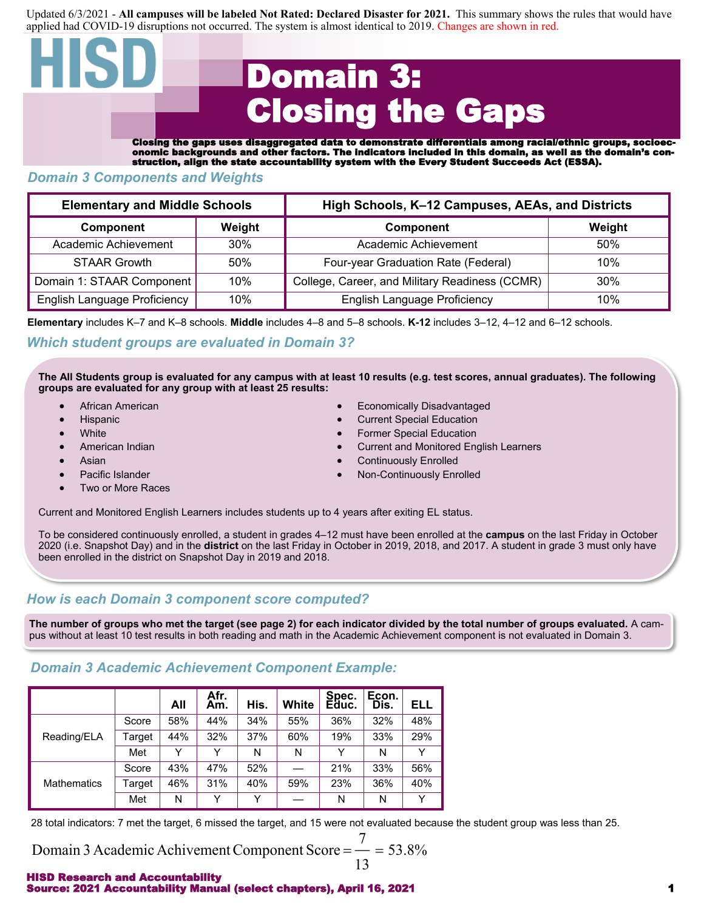Updated 6/3/2021 - **All campuses will be labeled Not Rated: Declared Disaster for 2021.** This summary shows the rules that would have applied had COVID-19 disruptions not occurred. The system is almost identical to 2019. Changes are shown in red.

HISD

# Domain 3: Closing the Gaps

**Closing the gaps uses disaggregated data to demonstrate differentials among racial/ethnic groups, socioeconomic backgrounds and other factors. The indicators included in this domain, as well as the domain's construction, align the state accountability system with the Every Student Succeeds Act (ESSA).**

## *Domain 3 Components and Weights*

| Elementary and Middle Schools | | High Schools, K–12 Campuses, AEAs, and Districts | |
|---|---|---|---|
| **Component** | **Weight** | **Component** | **Weight** |
| Academic Achievement | 30% | Academic Achievement | 50% |
| STAAR Growth | 50% | Four-year Graduation Rate (Federal) | 10% |
| Domain 1: STAAR Component | 10% | College, Career, and Military Readiness (CCMR) | 30% |
| English Language Proficiency | 10% | English Language Proficiency | 10% |

**Elementary** includes K–7 and K–8 schools. **Middle** includes 4–8 and 5–8 schools. **K-12** includes 3–12, 4–12 and 6–12 schools.

## *Which student groups are evaluated in Domain 3?*

**The All Students group is evaluated for any campus with at least 10 results (e.g. test scores, annual graduates). The following groups are evaluated for any group with at least 25 results:**

- African American
- Hispanic
- White
- American Indian
- Asian
- Pacific Islander
- Two or More Races
- Economically Disadvantaged
- Current Special Education
- Former Special Education
- Current and Monitored English Learners
- Continuously Enrolled
- Non-Continuously Enrolled

Current and Monitored English Learners includes students up to 4 years after exiting EL status.

To be considered continuously enrolled, a student in grades 4–12 must have been enrolled at the **campus** on the last Friday in October 2020 (i.e. Snapshot Day) and in the **district** on the last Friday in October in 2019, 2018, and 2017. A student in grade 3 must only have been enrolled in the district on Snapshot Day in 2019 and 2018.

## *How is each Domain 3 component score computed?*

**The number of groups who met the target (see page 2) for each indicator divided by the total number of groups evaluated.** A campus without at least 10 test results in both reading and math in the Academic Achievement component is not evaluated in Domain 3.

## *Domain 3 Academic Achievement Component Example:*

| | | All | Afr. Am. | His. | White | Spec. Educ. | Econ. Dis. | ELL |
|---|---|---|---|---|---|---|---|---|
| Reading/ELA | Score | 58% | 44% | 34% | 55% | 36% | 32% | 48% |
| | Target | 44% | 32% | 37% | 60% | 19% | 33% | 29% |
| | Met | Y | Y | N | N | Y | N | Y |
| Mathematics | Score | 43% | 47% | 52% | — | 21% | 33% | 56% |
| | Target | 46% | 31% | 40% | 59% | 23% | 36% | 40% |
| | Met | N | Y | Y | — | N | N | Y |

28 total indicators: 7 met the target, 6 missed the target, and 15 were not evaluated because the student group was less than 25.

$$\text{Domain 3 Academic Achivement Component Score} = \frac{7}{13} = 53.8\%$$

**HISD Research and Accountability**
**Source: 2021 Accountability Manual (select chapters), April 16, 2021**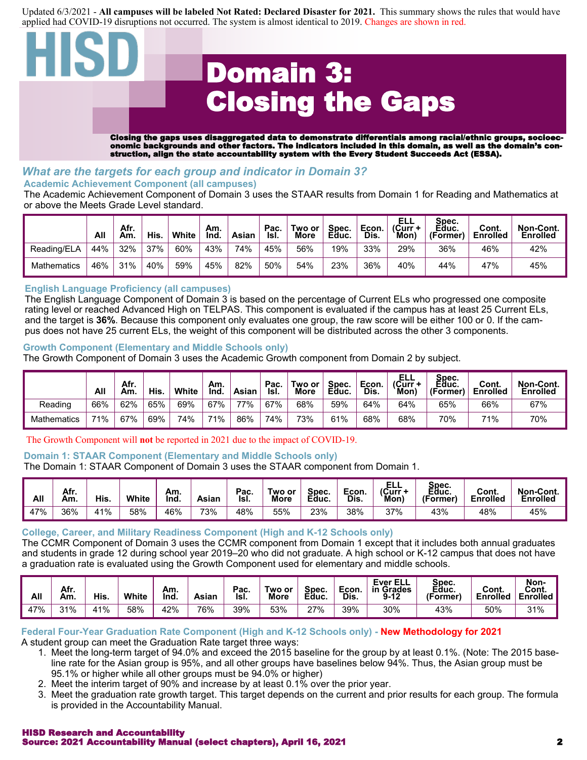Updated 6/3/2021 - **All campuses will be labeled Not Rated: Declared Disaster for 2021.** This summary shows the rules that would have applied had COVID-19 disruptions not occurred. The system is almost identical to 2019. Changes are shown in red.

HISD

# Domain 3: Closing the Gaps

**Closing the gaps uses disaggregated data to demonstrate differentials among racial/ethnic groups, socioeconomic backgrounds and other factors. The indicators included in this domain, as well as the domain's construction, align the state accountability system with the Every Student Succeeds Act (ESSA).**

## *What are the targets for each group and indicator in Domain 3?*

### Academic Achievement Component (all campuses)

The Academic Achievement Component of Domain 3 uses the STAAR results from Domain 1 for Reading and Mathematics at or above the Meets Grade Level standard.

| | All | Afr. Am. | His. | White | Am. Ind. | Asian | Pac. Isl. | Two or More | Spec. Educ. | Econ. Dis. | ELL (Curr + Mon) | Spec. Educ. (Former) | Cont. Enrolled | Non-Cont. Enrolled |
|---|---|---|---|---|---|---|---|---|---|---|---|---|---|---|
| Reading/ELA | 44% | 32% | 37% | 60% | 43% | 74% | 45% | 56% | 19% | 33% | 29% | 36% | 46% | 42% |
| Mathematics | 46% | 31% | 40% | 59% | 45% | 82% | 50% | 54% | 23% | 36% | 40% | 44% | 47% | 45% |

### English Language Proficiency (all campuses)

The English Language Component of Domain 3 is based on the percentage of Current ELs who progressed one composite rating level or reached Advanced High on TELPAS. This component is evaluated if the campus has at least 25 Current ELs, and the target is **36%**. Because this component only evaluates one group, the raw score will be either 100 or 0. If the campus does not have 25 current ELs, the weight of this component will be distributed across the other 3 components.

### Growth Component (Elementary and Middle Schools only)

The Growth Component of Domain 3 uses the Academic Growth component from Domain 2 by subject.

| | All | Afr. Am. | His. | White | Am. Ind. | Asian | Pac. Isl. | Two or More | Spec. Educ. | Econ. Dis. | ELL (Curr + Mon) | Spec. Educ. (Former) | Cont. Enrolled | Non-Cont. Enrolled |
|---|---|---|---|---|---|---|---|---|---|---|---|---|---|---|
| Reading | 66% | 62% | 65% | 69% | 67% | 77% | 67% | 68% | 59% | 64% | 64% | 65% | 66% | 67% |
| Mathematics | 71% | 67% | 69% | 74% | 71% | 86% | 74% | 73% | 61% | 68% | 68% | 70% | 71% | 70% |

The Growth Component will **not** be reported in 2021 due to the impact of COVID-19.

### Domain 1: STAAR Component (Elementary and Middle Schools only)

The Domain 1: STAAR Component of Domain 3 uses the STAAR component from Domain 1.

| All | Afr. Am. | His. | White | Am. Ind. | Asian | Pac. Isl. | Two or More | Spec. Educ. | Econ. Dis. | ELL (Curr + Mon) | Spec. Educ. (Former) | Cont. Enrolled | Non-Cont. Enrolled |
|---|---|---|---|---|---|---|---|---|---|---|---|---|---|
| 47% | 36% | 41% | 58% | 46% | 73% | 48% | 55% | 23% | 38% | 37% | 43% | 48% | 45% |

### College, Career, and Military Readiness Component (High and K-12 Schools only)

The CCMR Component of Domain 3 uses the CCMR component from Domain 1 except that it includes both annual graduates and students in grade 12 during school year 2019–20 who did not graduate. A high school or K-12 campus that does not have a graduation rate is evaluated using the Growth Component used for elementary and middle schools.

| All | Afr. Am. | His. | White | Am. Ind. | Asian | Pac. Isl. | Two or More | Spec. Educ. | Econ. Dis. | Ever ELL in Grades 9-12 | Spec. Educ. (Former) | Cont. Enrolled | Non-Cont. Enrolled |
|---|---|---|---|---|---|---|---|---|---|---|---|---|---|
| 47% | 31% | 41% | 58% | 42% | 76% | 39% | 53% | 27% | 39% | 30% | 43% | 50% | 31% |

### Federal Four-Year Graduation Rate Component (High and K-12 Schools only) - New Methodology for 2021

A student group can meet the Graduation Rate target three ways:

1. Meet the long-term target of 94.0% and exceed the 2015 baseline for the group by at least 0.1%. (Note: The 2015 baseline rate for the Asian group is 95%, and all other groups have baselines below 94%. Thus, the Asian group must be 95.1% or higher while all other groups must be 94.0% or higher)
2. Meet the interim target of 90% and increase by at least 0.1% over the prior year.
3. Meet the graduation rate growth target. This target depends on the current and prior results for each group. The formula is provided in the Accountability Manual.

**HISD Research and Accountability**
**Source: 2021 Accountability Manual (select chapters), April 16, 2021**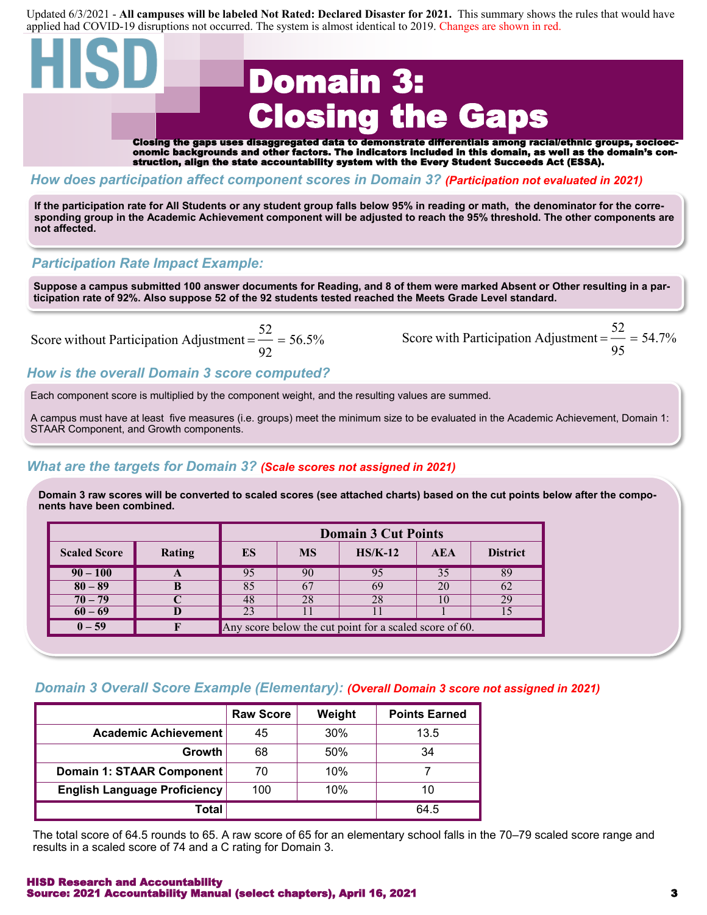Updated 6/3/2021 - **All campuses will be labeled Not Rated: Declared Disaster for 2021.** This summary shows the rules that would have applied had COVID-19 disruptions not occurred. The system is almost identical to 2019. Changes are shown in red.

HISD

# Domain 3: Closing the Gaps

**Closing the gaps uses disaggregated data to demonstrate differentials among racial/ethnic groups, socioeconomic backgrounds and other factors. The indicators included in this domain, as well as the domain's construction, align the state accountability system with the Every Student Succeeds Act (ESSA).**

## How does participation affect component scores in Domain 3? *(Participation not evaluated in 2021)*

**If the participation rate for All Students or any student group falls below 95% in reading or math, the denominator for the corresponding group in the Academic Achievement component will be adjusted to reach the 95% threshold. The other components are not affected.**

## Participation Rate Impact Example:

**Suppose a campus submitted 100 answer documents for Reading, and 8 of them were marked Absent or Other resulting in a participation rate of 92%. Also suppose 52 of the 92 students tested reached the Meets Grade Level standard.**

$$\text{Score without Participation Adjustment} = \frac{52}{92} = 56.5\%$$

$$\text{Score with Participation Adjustment} = \frac{52}{95} = 54.7\%$$

## How is the overall Domain 3 score computed?

Each component score is multiplied by the component weight, and the resulting values are summed.

A campus must have at least five measures (i.e. groups) meet the minimum size to be evaluated in the Academic Achievement, Domain 1: STAAR Component, and Growth components.

## What are the targets for Domain 3? *(Scale scores not assigned in 2021)*

**Domain 3 raw scores will be converted to scaled scores (see attached charts) based on the cut points below after the components have been combined.**

| | | Domain 3 Cut Points | | | | |
|---|---|---|---|---|---|---|
| **Scaled Score** | **Rating** | **ES** | **MS** | **HS/K-12** | **AEA** | **District** |
| **90 – 100** | **A** | 95 | 90 | 95 | 35 | 89 |
| **80 – 89** | **B** | 85 | 67 | 69 | 20 | 62 |
| **70 – 79** | **C** | 48 | 28 | 28 | 10 | 29 |
| **60 – 69** | **D** | 23 | 11 | 11 | 1 | 15 |
| **0 – 59** | **F** | Any score below the cut point for a scaled score of 60. | | | | |

## Domain 3 Overall Score Example (Elementary): *(Overall Domain 3 score not assigned in 2021)*

| | Raw Score | Weight | Points Earned |
|---|---|---|---|
| **Academic Achievement** | 45 | 30% | 13.5 |
| **Growth** | 68 | 50% | 34 |
| **Domain 1: STAAR Component** | 70 | 10% | 7 |
| **English Language Proficiency** | 100 | 10% | 10 |
| **Total** | | | 64.5 |

The total score of 64.5 rounds to 65. A raw score of 65 for an elementary school falls in the 70–79 scaled score range and results in a scaled score of 74 and a C rating for Domain 3.

**HISD Research and Accountability**
**Source: 2021 Accountability Manual (select chapters), April 16, 2021**